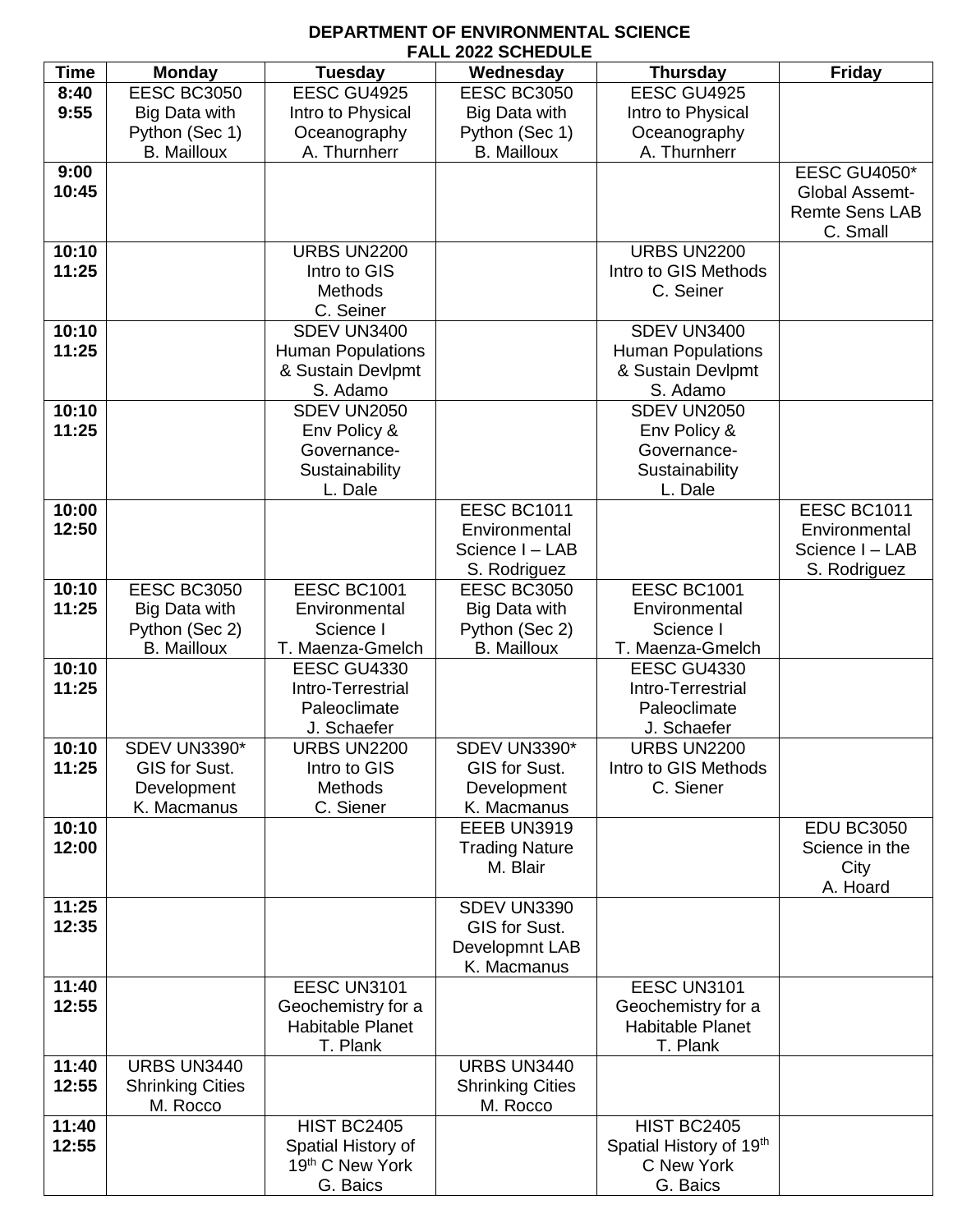**DEPARTMENT OF ENVIRONMENTAL SCIENCE**
**FALL 2022 SCHEDULE**

| Time | Monday | Tuesday | Wednesday | Thursday | Friday |
|---|---|---|---|---|---|
| 8:40 9:55 | EESC BC3050 Big Data with Python (Sec 1) B. Mailloux | EESC GU4925 Intro to Physical Oceanography A. Thurnherr | EESC BC3050 Big Data with Python (Sec 1) B. Mailloux | EESC GU4925 Intro to Physical Oceanography A. Thurnherr | |
| 9:00 10:45 | | | | | EESC GU4050* Global Assemt-Remte Sens LAB C. Small |
| 10:10 11:25 | | URBS UN2200 Intro to GIS Methods C. Seiner | | URBS UN2200 Intro to GIS Methods C. Seiner | |
| 10:10 11:25 | | SDEV UN3400 Human Populations & Sustain Devlpmt S. Adamo | | SDEV UN3400 Human Populations & Sustain Devlpmt S. Adamo | |
| 10:10 11:25 | | SDEV UN2050 Env Policy & Governance-Sustainability L. Dale | | SDEV UN2050 Env Policy & Governance-Sustainability L. Dale | |
| 10:00 12:50 | | | EESC BC1011 Environmental Science I – LAB S. Rodriguez | | EESC BC1011 Environmental Science I – LAB S. Rodriguez |
| 10:10 11:25 | EESC BC3050 Big Data with Python (Sec 2) B. Mailloux | EESC BC1001 Environmental Science I T. Maenza-Gmelch | EESC BC3050 Big Data with Python (Sec 2) B. Mailloux | EESC BC1001 Environmental Science I T. Maenza-Gmelch | |
| 10:10 11:25 | | EESC GU4330 Intro-Terrestrial Paleoclimate J. Schaefer | | EESC GU4330 Intro-Terrestrial Paleoclimate J. Schaefer | |
| 10:10 11:25 | SDEV UN3390* GIS for Sust. Development K. Macmanus | URBS UN2200 Intro to GIS Methods C. Siener | SDEV UN3390* GIS for Sust. Development K. Macmanus | URBS UN2200 Intro to GIS Methods C. Siener | |
| 10:10 12:00 | | | EEEB UN3919 Trading Nature M. Blair | | EDU BC3050 Science in the City A. Hoard |
| 11:25 12:35 | | | SDEV UN3390 GIS for Sust. Developmnt LAB K. Macmanus | | |
| 11:40 12:55 | | EESC UN3101 Geochemistry for a Habitable Planet T. Plank | | EESC UN3101 Geochemistry for a Habitable Planet T. Plank | |
| 11:40 12:55 | URBS UN3440 Shrinking Cities M. Rocco | | URBS UN3440 Shrinking Cities M. Rocco | | |
| 11:40 12:55 | | HIST BC2405 Spatial History of 19th C New York G. Baics | | HIST BC2405 Spatial History of 19th C New York G. Baics | |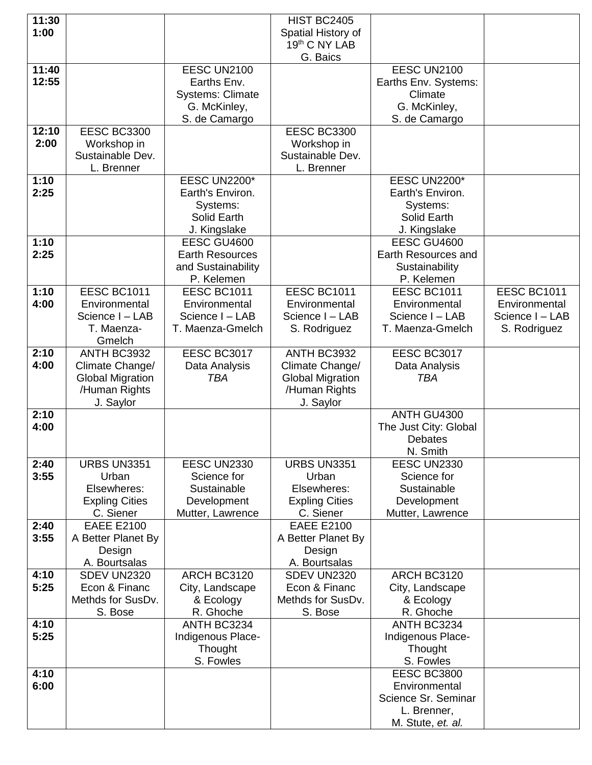| | | | | | |
|---|---|---|---|---|---|
| 11:30 1:00 | | | HIST BC2405 Spatial History of 19th C NY LAB G. Baics | | |
| 11:40 12:55 | | EESC UN2100 Earths Env. Systems: Climate G. McKinley, S. de Camargo | | EESC UN2100 Earths Env. Systems: Climate G. McKinley, S. de Camargo | |
| 12:10 2:00 | EESC BC3300 Workshop in Sustainable Dev. L. Brenner | | EESC BC3300 Workshop in Sustainable Dev. L. Brenner | | |
| 1:10 2:25 | | EESC UN2200* Earth's Environ. Systems: Solid Earth J. Kingslake | | EESC UN2200* Earth's Environ. Systems: Solid Earth J. Kingslake | |
| 1:10 2:25 | | EESC GU4600 Earth Resources and Sustainability P. Kelemen | | EESC GU4600 Earth Resources and Sustainability P. Kelemen | |
| 1:10 4:00 | EESC BC1011 Environmental Science I – LAB T. Maenza-Gmelch | EESC BC1011 Environmental Science I – LAB T. Maenza-Gmelch | EESC BC1011 Environmental Science I – LAB S. Rodriguez | EESC BC1011 Environmental Science I – LAB T. Maenza-Gmelch | EESC BC1011 Environmental Science I – LAB S. Rodriguez |
| 2:10 4:00 | ANTH BC3932 Climate Change/ Global Migration /Human Rights J. Saylor | EESC BC3017 Data Analysis *TBA* | ANTH BC3932 Climate Change/ Global Migration /Human Rights J. Saylor | EESC BC3017 Data Analysis *TBA* | |
| 2:10 4:00 | | | | ANTH GU4300 The Just City: Global Debates N. Smith | |
| 2:40 3:55 | URBS UN3351 Urban Elsewheres: Expling Cities C. Siener | EESC UN2330 Science for Sustainable Development Mutter, Lawrence | URBS UN3351 Urban Elsewheres: Expling Cities C. Siener | EESC UN2330 Science for Sustainable Development Mutter, Lawrence | |
| 2:40 3:55 | EAEE E2100 A Better Planet By Design A. Bourtsalas | | EAEE E2100 A Better Planet By Design A. Bourtsalas | | |
| 4:10 5:25 | SDEV UN2320 Econ & Financ Methds for SusDv. S. Bose | ARCH BC3120 City, Landscape & Ecology R. Ghoche | SDEV UN2320 Econ & Financ Methds for SusDv. S. Bose | ARCH BC3120 City, Landscape & Ecology R. Ghoche | |
| 4:10 5:25 | | ANTH BC3234 Indigenous Place-Thought S. Fowles | | ANTH BC3234 Indigenous Place-Thought S. Fowles | |
| 4:10 6:00 | | | | EESC BC3800 Environmental Science Sr. Seminar L. Brenner, M. Stute, *et. al.* | |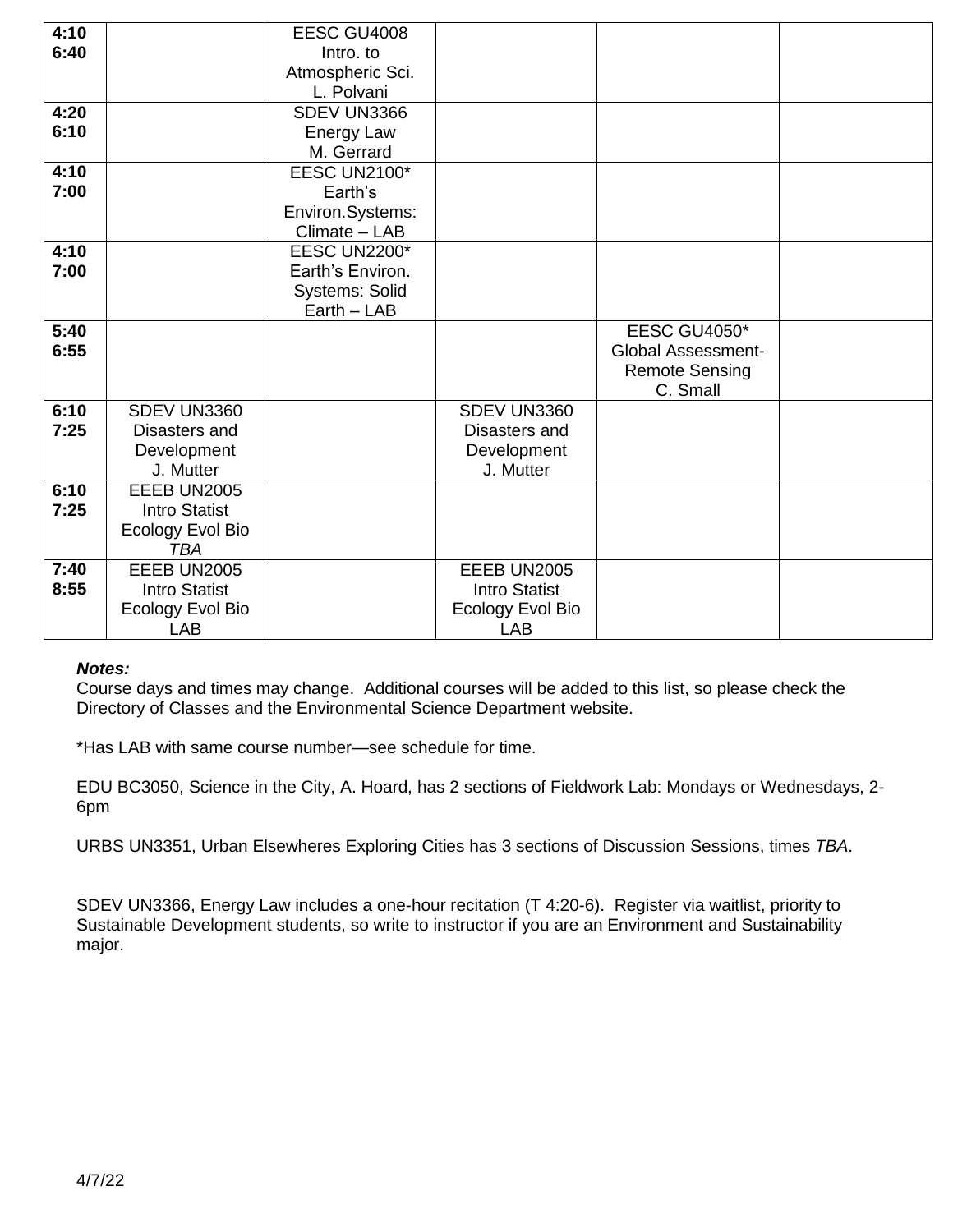| | | | | | |
|---|---|---|---|---|---|
| **4:10 6:40** | | EESC GU4008 Intro. to Atmospheric Sci. L. Polvani | | | |
| **4:20 6:10** | | SDEV UN3366 Energy Law M. Gerrard | | | |
| **4:10 7:00** | | EESC UN2100* Earth's Environ.Systems: Climate – LAB | | | |
| **4:10 7:00** | | EESC UN2200* Earth's Environ. Systems: Solid Earth – LAB | | | |
| **5:40 6:55** | | | | EESC GU4050* Global Assessment- Remote Sensing C. Small | |
| **6:10 7:25** | SDEV UN3360 Disasters and Development J. Mutter | | SDEV UN3360 Disasters and Development J. Mutter | | |
| **6:10 7:25** | EEEB UN2005 Intro Statist Ecology Evol Bio *TBA* | | | | |
| **7:40 8:55** | EEEB UN2005 Intro Statist Ecology Evol Bio LAB | | EEEB UN2005 Intro Statist Ecology Evol Bio LAB | | |

***Notes:***

Course days and times may change. Additional courses will be added to this list, so please check the Directory of Classes and the Environmental Science Department website.

*Has LAB with same course number—see schedule for time.

EDU BC3050, Science in the City, A. Hoard, has 2 sections of Fieldwork Lab: Mondays or Wednesdays, 2-6pm

URBS UN3351, Urban Elsewheres Exploring Cities has 3 sections of Discussion Sessions, times *TBA*.

SDEV UN3366, Energy Law includes a one-hour recitation (T 4:20-6). Register via waitlist, priority to Sustainable Development students, so write to instructor if you are an Environment and Sustainability major.

4/7/22